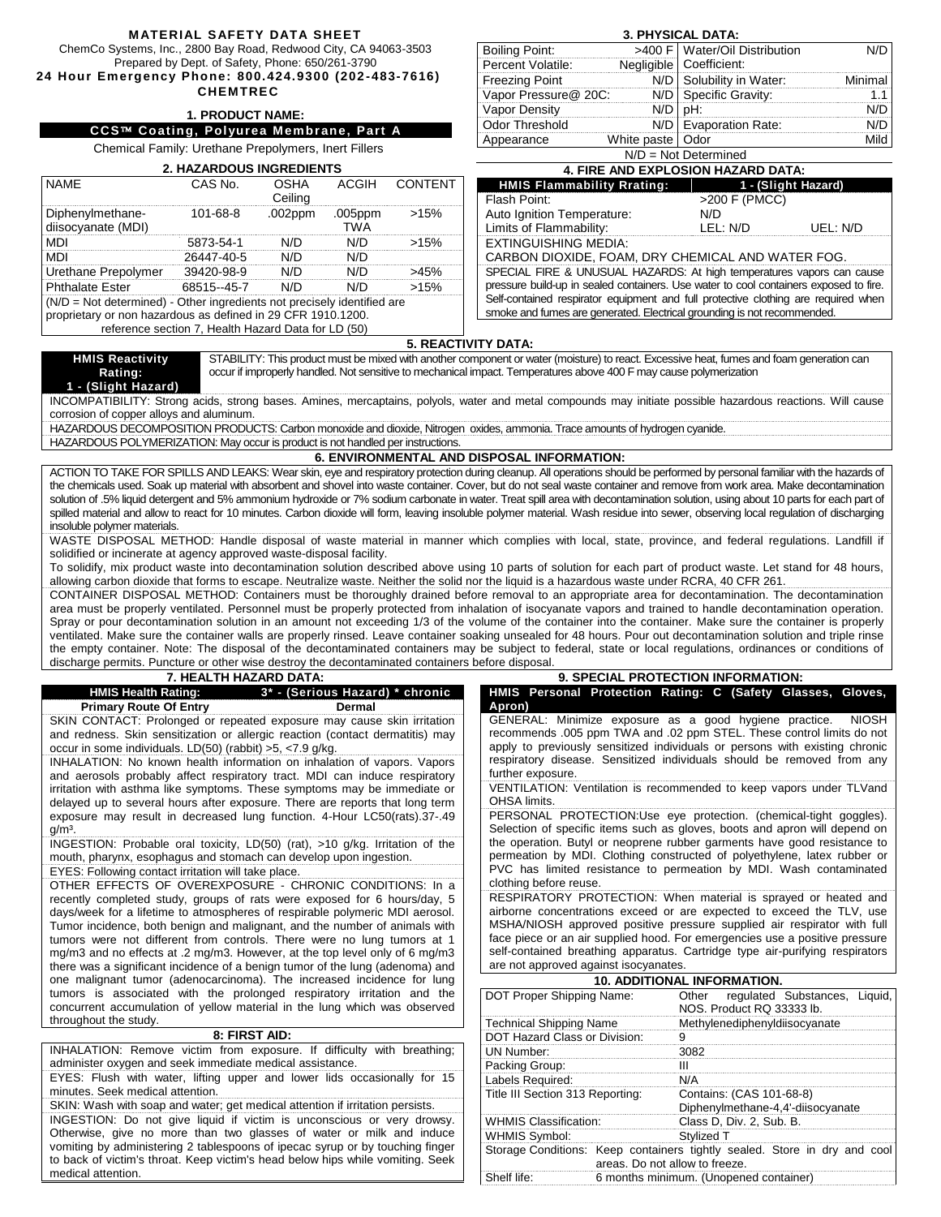# MATERIAL SAFETY DATA SHEET

ChemCo Systems, Inc., 2800 Bay Road, Redwood City, CA 94063-3503
Prepared by Dept. of Safety, Phone: 650/261-3790
**24 Hour Emergency Phone: 800.424.9300 (202-483-7616) CHEMTREC**

## 1. PRODUCT NAME:

**CCS™ Coating, Polyurea Membrane, Part A**

Chemical Family: Urethane Prepolymers, Inert Fillers

## 2. HAZARDOUS INGREDIENTS

| NAME | CAS No. | OSHA Ceiling | ACGIH | CONTENT |
|---|---|---|---|---|
| Diphenylmethane-diisocyanate (MDI) | 101-68-8 | .002ppm | .005ppm TWA | >15% |
| MDI | 5873-54-1 | N/D | N/D | >15% |
| MDI | 26447-40-5 | N/D | N/D | |
| Urethane Prepolymer | 39420-98-9 | N/D | N/D | >45% |
| Phthalate Ester | 68515--45-7 | N/D | N/D | >15% |

(N/D = Not determined) - Other ingredients not precisely identified are proprietary or non hazardous as defined in 29 CFR 1910.1200. reference section 7, Health Hazard Data for LD (50)

## 3. PHYSICAL DATA:

| | | | |
|---|---|---|---|
| Boiling Point: | >400 F | Water/Oil Distribution Coefficient: | N/D |
| Percent Volatile: | Negligible | | |
| Freezing Point | N/D | Solubility in Water: | Minimal |
| Vapor Pressure@ 20C: | N/D | Specific Gravity: | 1.1 |
| Vapor Density | N/D | pH: | N/D |
| Odor Threshold | N/D | Evaporation Rate: | N/D |
| Appearance | White paste | Odor | Mild |

N/D = Not Determined

## 4. FIRE AND EXPLOSION HAZARD DATA:

| HMIS Flammability Rating: | 1 - (Slight Hazard) | |
|---|---|---|
| Flash Point: | >200 F (PMCC) | |
| Auto Ignition Temperature: | N/D | |
| Limits of Flammability: | LEL: N/D | UEL: N/D |

EXTINGUISHING MEDIA:
CARBON DIOXIDE, FOAM, DRY CHEMICAL AND WATER FOG.

SPECIAL FIRE & UNUSUAL HAZARDS: At high temperatures vapors can cause pressure build-up in sealed containers. Use water to cool containers exposed to fire. Self-contained respirator equipment and full protective clothing are required when smoke and fumes are generated. Electrical grounding is not recommended.

## 5. REACTIVITY DATA:

**HMIS Reactivity Rating: 1 - (Slight Hazard)**

STABILITY: This product must be mixed with another component or water (moisture) to react. Excessive heat, fumes and foam generation can occur if improperly handled. Not sensitive to mechanical impact. Temperatures above 400 F may cause polymerization

INCOMPATIBILITY: Strong acids, strong bases. Amines, mercaptains, polyols, water and metal compounds may initiate possible hazardous reactions. Will cause corrosion of copper alloys and aluminum.

HAZARDOUS DECOMPOSITION PRODUCTS: Carbon monoxide and dioxide, Nitrogen oxides, ammonia. Trace amounts of hydrogen cyanide.

HAZARDOUS POLYMERIZATION: May occur is product is not handled per instructions.

## 6. ENVIRONMENTAL AND DISPOSAL INFORMATION:

ACTION TO TAKE FOR SPILLS AND LEAKS: Wear skin, eye and respiratory protection during cleanup. All operations should be performed by personal familiar with the hazards of the chemicals used. Soak up material with absorbent and shovel into waste container. Cover, but do not seal waste container and remove from work area. Make decontamination solution of .5% liquid detergent and 5% ammonium hydroxide or 7% sodium carbonate in water. Treat spill area with decontamination solution, using about 10 parts for each part of spilled material and allow to react for 10 minutes. Carbon dioxide will form, leaving insoluble polymer material. Wash residue into sewer, observing local regulation of discharging insoluble polymer materials.

WASTE DISPOSAL METHOD: Handle disposal of waste material in manner which complies with local, state, province, and federal regulations. Landfill if solidified or incinerate at agency approved waste-disposal facility.

To solidify, mix product waste into decontamination solution described above using 10 parts of solution for each part of product waste. Let stand for 48 hours, allowing carbon dioxide that forms to escape. Neutralize waste. Neither the solid nor the liquid is a hazardous waste under RCRA, 40 CFR 261.

CONTAINER DISPOSAL METHOD: Containers must be thoroughly drained before removal to an appropriate area for decontamination. The decontamination area must be properly ventilated. Personnel must be properly protected from inhalation of isocyanate vapors and trained to handle decontamination operation. Spray or pour decontamination solution in an amount not exceeding 1/3 of the volume of the container into the container. Make sure the container is properly ventilated. Make sure the container walls are properly rinsed. Leave container soaking unsealed for 48 hours. Pour out decontamination solution and triple rinse the empty container. Note: The disposal of the decontaminated containers may be subject to federal, state or local regulations, ordinances or conditions of discharge permits. Puncture or other wise destroy the decontaminated containers before disposal.

## 7. HEALTH HAZARD DATA:

**HMIS Health Rating: 3* - (Serious Hazard) * chronic**

**Primary Route Of Entry: Dermal**

SKIN CONTACT: Prolonged or repeated exposure may cause skin irritation and redness. Skin sensitization or allergic reaction (contact dermatitis) may occur in some individuals. LD(50) (rabbit) >5, <7.9 g/kg.

INHALATION: No known health information on inhalation of vapors. Vapors and aerosols probably affect respiratory tract. MDI can induce respiratory irritation with asthma like symptoms. These symptoms may be immediate or delayed up to several hours after exposure. There are reports that long term exposure may result in decreased lung function. 4-Hour LC50(rats).37-.49 g/m³.

INGESTION: Probable oral toxicity, LD(50) (rat), >10 g/kg. Irritation of the mouth, pharynx, esophagus and stomach can develop upon ingestion.

EYES: Following contact irritation will take place.

OTHER EFFECTS OF OVEREXPOSURE - CHRONIC CONDITIONS: In a recently completed study, groups of rats were exposed for 6 hours/day, 5 days/week for a lifetime to atmospheres of respirable polymeric MDI aerosol. Tumor incidence, both benign and malignant, and the number of animals with tumors were not different from controls. There were no lung tumors at 1 mg/m3 and no effects at .2 mg/m3. However, at the top level only of 6 mg/m3 there was a significant incidence of a benign tumor of the lung (adenoma) and one malignant tumor (adenocarcinoma). The increased incidence for lung tumors is associated with the prolonged respiratory irritation and the concurrent accumulation of yellow material in the lung which was observed throughout the study.

## 8: FIRST AID:

INHALATION: Remove victim from exposure. If difficulty with breathing; administer oxygen and seek immediate medical assistance.

EYES: Flush with water, lifting upper and lower lids occasionally for 15 minutes. Seek medical attention.

SKIN: Wash with soap and water; get medical attention if irritation persists.

INGESTION: Do not give liquid if victim is unconscious or very drowsy. Otherwise, give no more than two glasses of water or milk and induce vomiting by administering 2 tablespoons of ipecac syrup or by touching finger to back of victim's throat. Keep victim's head below hips while vomiting. Seek medical attention.

## 9. SPECIAL PROTECTION INFORMATION:

**HMIS Personal Protection Rating: C (Safety Glasses, Gloves, Apron)**

GENERAL: Minimize exposure as a good hygiene practice. NIOSH recommends .005 ppm TWA and .02 ppm STEL. These control limits do not apply to previously sensitized individuals or persons with existing chronic respiratory disease. Sensitized individuals should be removed from any further exposure.

VENTILATION: Ventilation is recommended to keep vapors under TLVand OHSA limits.

PERSONAL PROTECTION:Use eye protection. (chemical-tight goggles). Selection of specific items such as gloves, boots and apron will depend on the operation. Butyl or neoprene rubber garments have good resistance to permeation by MDI. Clothing constructed of polyethylene, latex rubber or PVC has limited resistance to permeation by MDI. Wash contaminated clothing before reuse.

RESPIRATORY PROTECTION: When material is sprayed or heated and airborne concentrations exceed or are expected to exceed the TLV, use MSHA/NIOSH approved positive pressure supplied air respirator with full face piece or an air supplied hood. For emergencies use a positive pressure self-contained breathing apparatus. Cartridge type air-purifying respirators are not approved against isocyanates.

## 10. ADDITIONAL INFORMATION.

| | |
|---|---|
| DOT Proper Shipping Name: | Other regulated Substances, Liquid, NOS. Product RQ 33333 lb. |
| Technical Shipping Name | Methylenediphenyldiisocyanate |
| DOT Hazard Class or Division: | 9 |
| UN Number: | 3082 |
| Packing Group: | III |
| Labels Required: | N/A |
| Title III Section 313 Reporting: | Contains: (CAS 101-68-8) Diphenylmethane-4,4'-diisocyanate |
| WHMIS Classification: | Class D, Div. 2, Sub. B. |
| WHMIS Symbol: | Stylized T |
| Storage Conditions: | Keep containers tightly sealed. Store in dry and cool areas. Do not allow to freeze. |
| Shelf life: | 6 months minimum. (Unopened container) |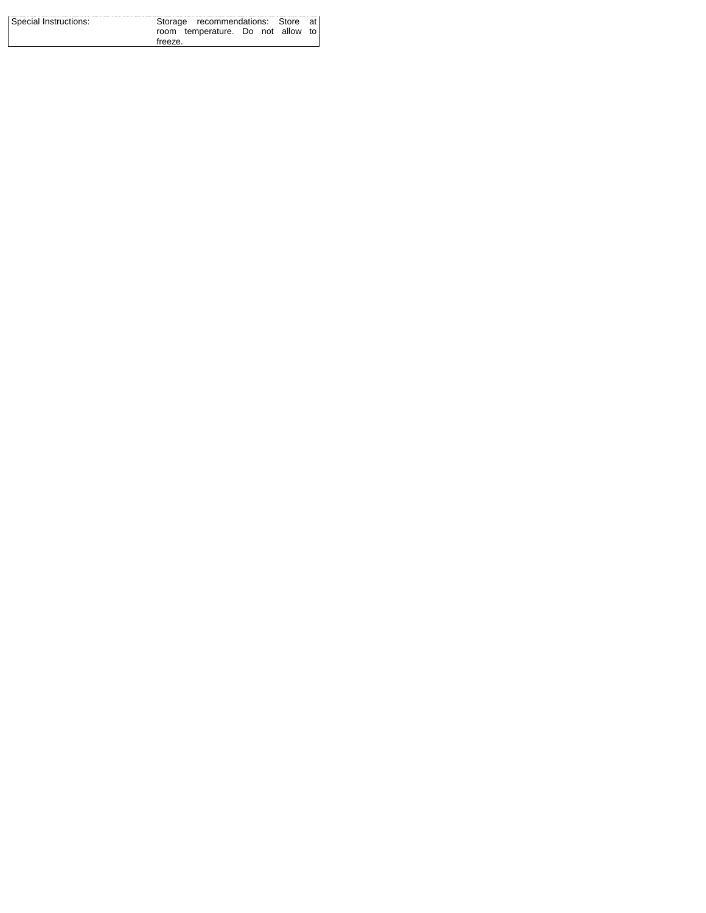| | |
|---|---|
| Special Instructions: | Storage recommendations: Store at room temperature. Do not allow to freeze. |